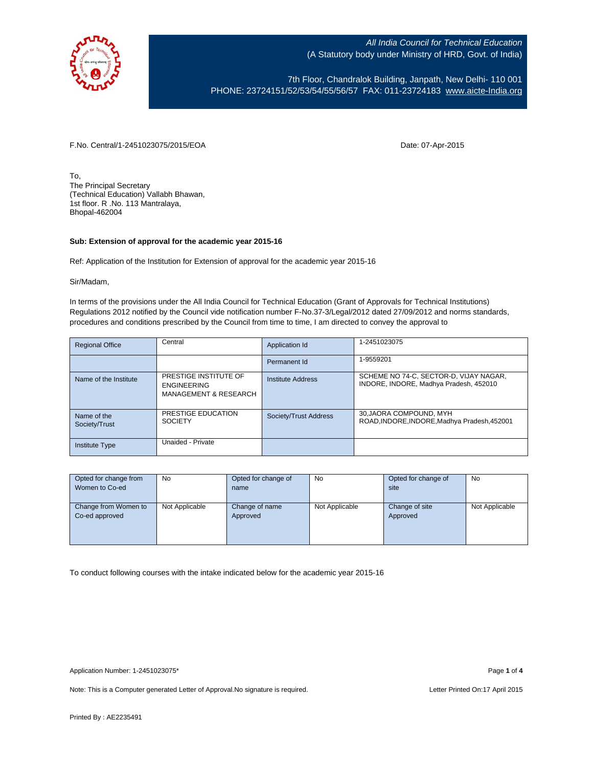*All India Council for Technical Education*
(A Statutory body under Ministry of HRD, Govt. of India)

7th Floor, Chandralok Building, Janpath, New Delhi- 110 001
PHONE: 23724151/52/53/54/55/56/57 FAX: 011-23724183 www.aicte-India.org

F.No. Central/1-2451023075/2015/EOA

Date: 07-Apr-2015

To,
The Principal Secretary
(Technical Education) Vallabh Bhawan,
1st floor. R .No. 113 Mantralaya,
Bhopal-462004

**Sub: Extension of approval for the academic year 2015-16**

Ref: Application of the Institution for Extension of approval for the academic year 2015-16

Sir/Madam,

In terms of the provisions under the All India Council for Technical Education (Grant of Approvals for Technical Institutions) Regulations 2012 notified by the Council vide notification number F-No.37-3/Legal/2012 dated 27/09/2012 and norms standards, procedures and conditions prescribed by the Council from time to time, I am directed to convey the approval to

| Regional Office | Central | Application Id | 1-2451023075 |
|---|---|---|---|
| | | Permanent Id | 1-9559201 |
| Name of the Institute | PRESTIGE INSTITUTE OF ENGINEERING MANAGEMENT & RESEARCH | Institute Address | SCHEME NO 74-C, SECTOR-D, VIJAY NAGAR, INDORE, INDORE, Madhya Pradesh, 452010 |
| Name of the Society/Trust | PRESTIGE EDUCATION SOCIETY | Society/Trust Address | 30,JAORA COMPOUND, MYH ROAD,INDORE,INDORE,Madhya Pradesh,452001 |
| Institute Type | Unaided - Private | | |

| Opted for change from Women to Co-ed | No | Opted for change of name | No | Opted for change of site | No |
|---|---|---|---|---|---|
| Change from Women to Co-ed approved | Not Applicable | Change of name Approved | Not Applicable | Change of site Approved | Not Applicable |

To conduct following courses with the intake indicated below for the academic year 2015-16

Application Number: 1-2451023075*

Note: This is a Computer generated Letter of Approval.No signature is required.

Letter Printed On:17 April 2015

Printed By : AE2235491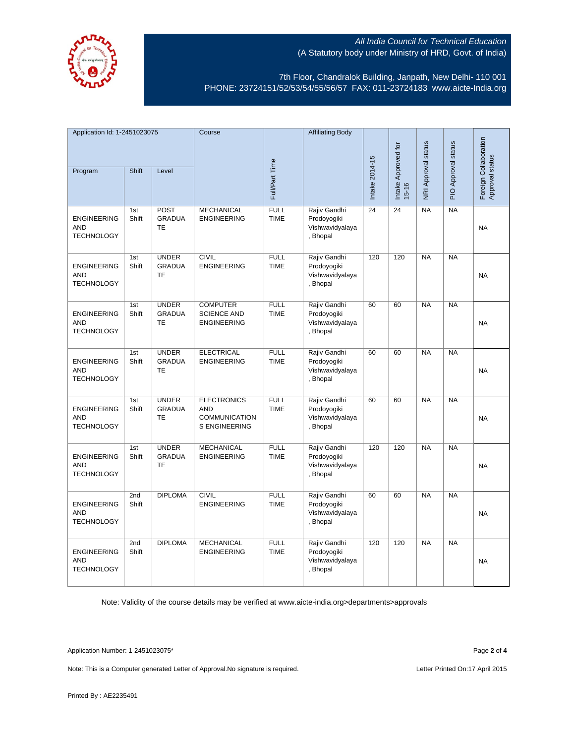All India Council for Technical Education
(A Statutory body under Ministry of HRD, Govt. of India)

7th Floor, Chandralok Building, Janpath, New Delhi- 110 001
PHONE: 23724151/52/53/54/55/56/57 FAX: 011-23724183 www.aicte-India.org

| Application Id: 1-2451023075 | | | Course | Full/Part Time | Affiliating Body | Intake 2014-15 | Intake Approved for 15-16 | NRI Approval status | PIO Approval status | Foreign Collaboration Approval status |
|---|---|---|---|---|---|---|---|---|---|---|
| Program | Shift | Level | | | | | | | | |
| ENGINEERING AND TECHNOLOGY | 1st Shift | POST GRADUATE | MECHANICAL ENGINEERING | FULL TIME | Rajiv Gandhi Prodoyogiki Vishwavidyalaya, Bhopal | 24 | 24 | NA | NA | NA |
| ENGINEERING AND TECHNOLOGY | 1st Shift | UNDER GRADUATE | CIVIL ENGINEERING | FULL TIME | Rajiv Gandhi Prodoyogiki Vishwavidyalaya, Bhopal | 120 | 120 | NA | NA | NA |
| ENGINEERING AND TECHNOLOGY | 1st Shift | UNDER GRADUATE | COMPUTER SCIENCE AND ENGINEERING | FULL TIME | Rajiv Gandhi Prodoyogiki Vishwavidyalaya, Bhopal | 60 | 60 | NA | NA | NA |
| ENGINEERING AND TECHNOLOGY | 1st Shift | UNDER GRADUATE | ELECTRICAL ENGINEERING | FULL TIME | Rajiv Gandhi Prodoyogiki Vishwavidyalaya, Bhopal | 60 | 60 | NA | NA | NA |
| ENGINEERING AND TECHNOLOGY | 1st Shift | UNDER GRADUATE | ELECTRONICS AND COMMUNICATIONS ENGINEERING | FULL TIME | Rajiv Gandhi Prodoyogiki Vishwavidyalaya, Bhopal | 60 | 60 | NA | NA | NA |
| ENGINEERING AND TECHNOLOGY | 1st Shift | UNDER GRADUATE | MECHANICAL ENGINEERING | FULL TIME | Rajiv Gandhi Prodoyogiki Vishwavidyalaya, Bhopal | 120 | 120 | NA | NA | NA |
| ENGINEERING AND TECHNOLOGY | 2nd Shift | DIPLOMA | CIVIL ENGINEERING | FULL TIME | Rajiv Gandhi Prodoyogiki Vishwavidyalaya, Bhopal | 60 | 60 | NA | NA | NA |
| ENGINEERING AND TECHNOLOGY | 2nd Shift | DIPLOMA | MECHANICAL ENGINEERING | FULL TIME | Rajiv Gandhi Prodoyogiki Vishwavidyalaya, Bhopal | 120 | 120 | NA | NA | NA |

Note: Validity of the course details may be verified at www.aicte-india.org>departments>approvals

Application Number: 1-2451023075*

Note: This is a Computer generated Letter of Approval.No signature is required.

Letter Printed On:17 April 2015

Printed By : AE2235491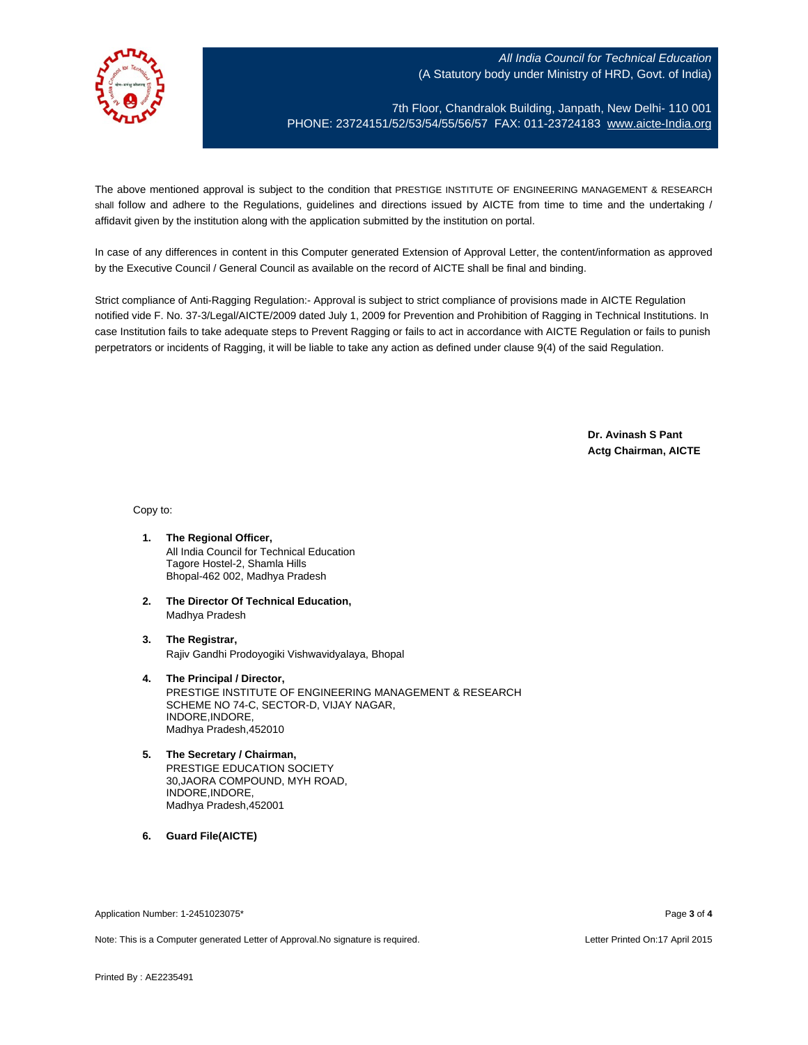The above mentioned approval is subject to the condition that PRESTIGE INSTITUTE OF ENGINEERING MANAGEMENT & RESEARCH shall follow and adhere to the Regulations, guidelines and directions issued by AICTE from time to time and the undertaking / affidavit given by the institution along with the application submitted by the institution on portal.

In case of any differences in content in this Computer generated Extension of Approval Letter, the content/information as approved by the Executive Council / General Council as available on the record of AICTE shall be final and binding.

Strict compliance of Anti-Ragging Regulation:- Approval is subject to strict compliance of provisions made in AICTE Regulation notified vide F. No. 37-3/Legal/AICTE/2009 dated July 1, 2009 for Prevention and Prohibition of Ragging in Technical Institutions. In case Institution fails to take adequate steps to Prevent Ragging or fails to act in accordance with AICTE Regulation or fails to punish perpetrators or incidents of Ragging, it will be liable to take any action as defined under clause 9(4) of the said Regulation.

**Dr. Avinash S Pant**
**Actg Chairman, AICTE**

Copy to:

1. **The Regional Officer,**
   All India Council for Technical Education
   Tagore Hostel-2, Shamla Hills
   Bhopal-462 002, Madhya Pradesh

2. **The Director Of Technical Education,**
   Madhya Pradesh

3. **The Registrar,**
   Rajiv Gandhi Prodoyogiki Vishwavidyalaya, Bhopal

4. **The Principal / Director,**
   PRESTIGE INSTITUTE OF ENGINEERING MANAGEMENT & RESEARCH
   SCHEME NO 74-C, SECTOR-D, VIJAY NAGAR,
   INDORE,INDORE,
   Madhya Pradesh,452010

5. **The Secretary / Chairman,**
   PRESTIGE EDUCATION SOCIETY
   30,JAORA COMPOUND, MYH ROAD,
   INDORE,INDORE,
   Madhya Pradesh,452001

6. **Guard File(AICTE)**

Application Number: 1-2451023075*

Note: This is a Computer generated Letter of Approval.No signature is required.

Letter Printed On:17 April 2015

Printed By : AE2235491